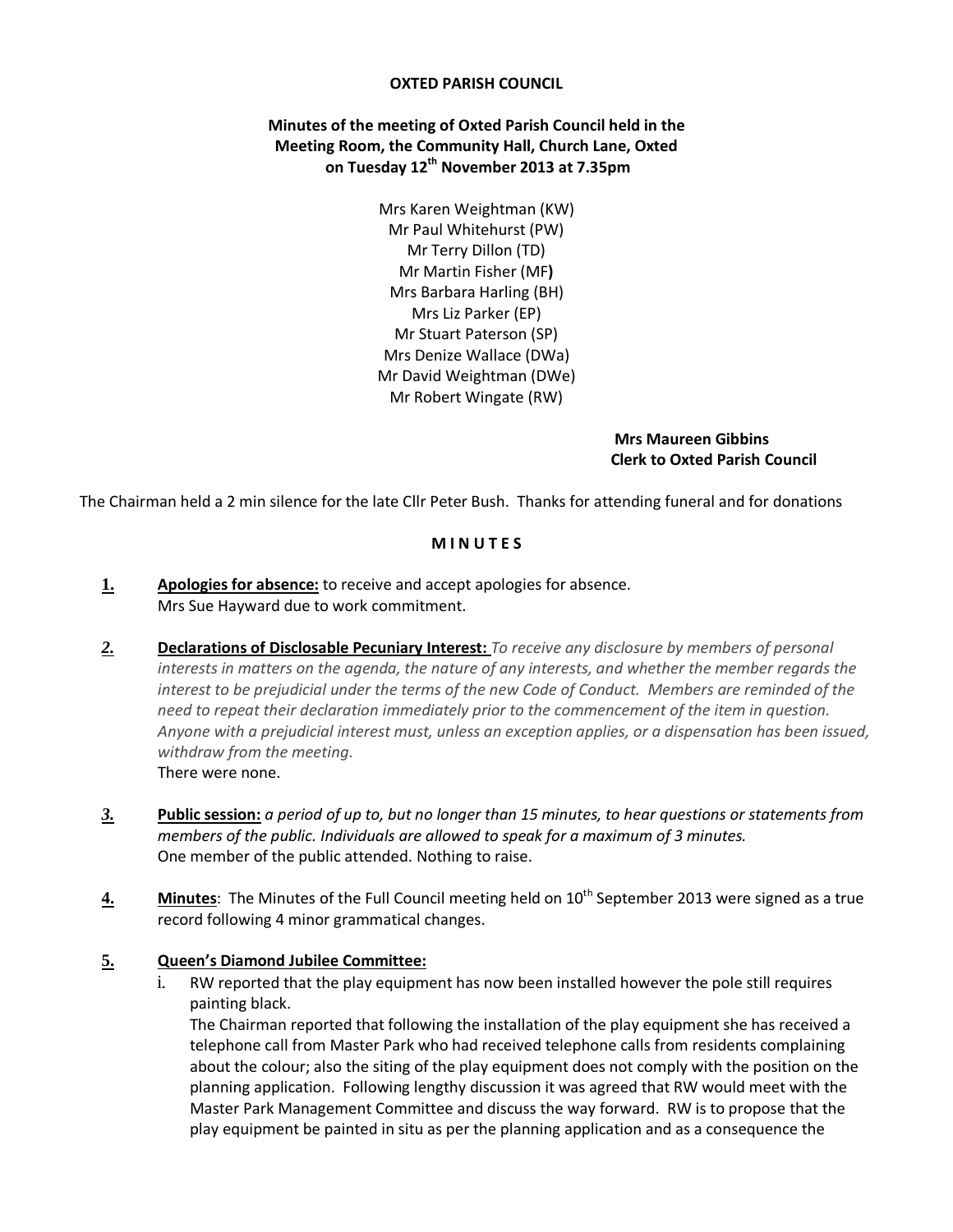**OXTED PARISH COUNCIL**

**Minutes of the meeting of Oxted Parish Council held in the Meeting Room, the Community Hall, Church Lane, Oxted on Tuesday 12th November 2013 at 7.35pm**

Mrs Karen Weightman (KW)
Mr Paul Whitehurst (PW)
Mr Terry Dillon (TD)
Mr Martin Fisher (MF**)**
Mrs Barbara Harling (BH)
Mrs Liz Parker (EP)
Mr Stuart Paterson (SP)
Mrs Denize Wallace (DWa)
Mr David Weightman (DWe)
Mr Robert Wingate (RW)

**Mrs Maureen Gibbins**
**Clerk to Oxted Parish Council**

The Chairman held a 2 min silence for the late Cllr Peter Bush. Thanks for attending funeral and for donations

**M I N U T E S**

1. **Apologies for absence:** to receive and accept apologies for absence.
   Mrs Sue Hayward due to work commitment.

2. **Declarations of Disclosable Pecuniary Interest:** *To receive any disclosure by members of personal interests in matters on the agenda, the nature of any interests, and whether the member regards the interest to be prejudicial under the terms of the new Code of Conduct. Members are reminded of the need to repeat their declaration immediately prior to the commencement of the item in question. Anyone with a prejudicial interest must, unless an exception applies, or a dispensation has been issued, withdraw from the meeting.*
   There were none.

3. **Public session:** *a period of up to, but no longer than 15 minutes, to hear questions or statements from members of the public. Individuals are allowed to speak for a maximum of 3 minutes.*
   One member of the public attended. Nothing to raise.

4. **Minutes**: The Minutes of the Full Council meeting held on 10th September 2013 were signed as a true record following 4 minor grammatical changes.

5. **Queen's Diamond Jubilee Committee:**
   i. RW reported that the play equipment has now been installed however the pole still requires painting black.
   The Chairman reported that following the installation of the play equipment she has received a telephone call from Master Park who had received telephone calls from residents complaining about the colour; also the siting of the play equipment does not comply with the position on the planning application. Following lengthy discussion it was agreed that RW would meet with the Master Park Management Committee and discuss the way forward. RW is to propose that the play equipment be painted in situ as per the planning application and as a consequence the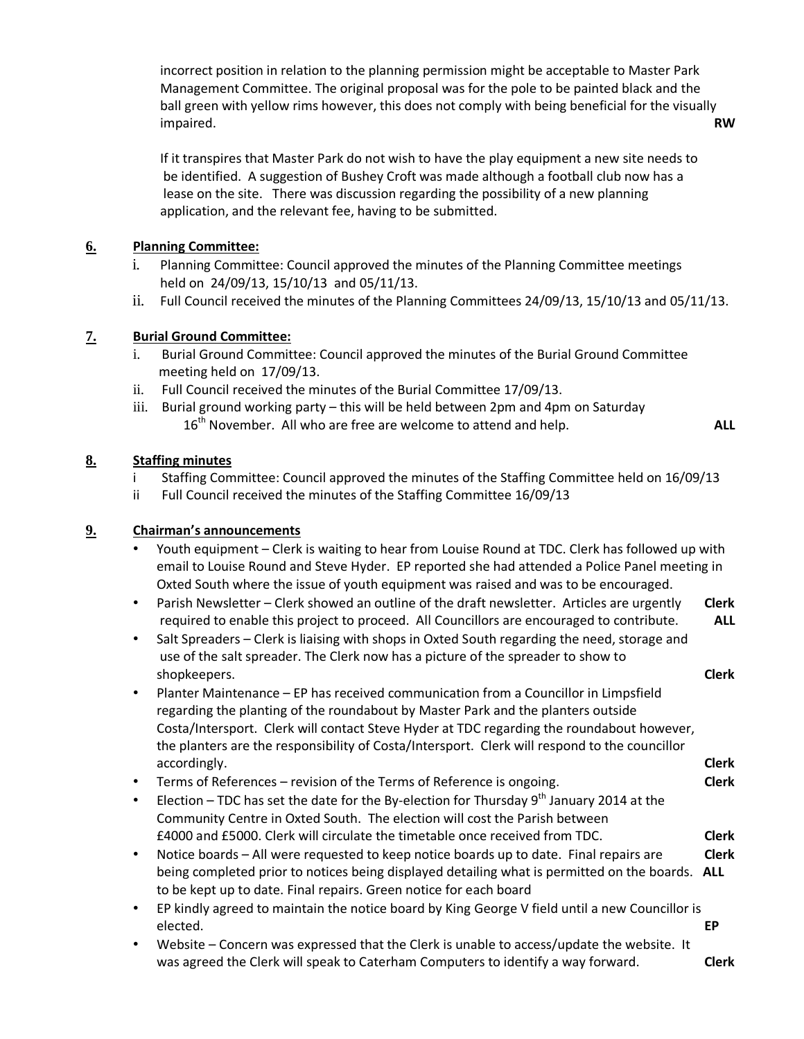incorrect position in relation to the planning permission might be acceptable to Master Park Management Committee. The original proposal was for the pole to be painted black and the ball green with yellow rims however, this does not comply with being beneficial for the visually impaired. **RW**

If it transpires that Master Park do not wish to have the play equipment a new site needs to be identified. A suggestion of Bushey Croft was made although a football club now has a lease on the site. There was discussion regarding the possibility of a new planning application, and the relevant fee, having to be submitted.

**6. Planning Committee:**

i. Planning Committee: Council approved the minutes of the Planning Committee meetings held on 24/09/13, 15/10/13 and 05/11/13.

ii. Full Council received the minutes of the Planning Committees 24/09/13, 15/10/13 and 05/11/13.

**7. Burial Ground Committee:**

i. Burial Ground Committee: Council approved the minutes of the Burial Ground Committee meeting held on 17/09/13.

ii. Full Council received the minutes of the Burial Committee 17/09/13.

iii. Burial ground working party – this will be held between 2pm and 4pm on Saturday 16th November. All who are free are welcome to attend and help. **ALL**

**8. Staffing minutes**

i Staffing Committee: Council approved the minutes of the Staffing Committee held on 16/09/13

ii Full Council received the minutes of the Staffing Committee 16/09/13

**9. Chairman's announcements**

- Youth equipment – Clerk is waiting to hear from Louise Round at TDC. Clerk has followed up with email to Louise Round and Steve Hyder. EP reported she had attended a Police Panel meeting in Oxted South where the issue of youth equipment was raised and was to be encouraged.
- Parish Newsletter – Clerk showed an outline of the draft newsletter. Articles are urgently required to enable this project to proceed. All Councillors are encouraged to contribute. **Clerk ALL**
- Salt Spreaders – Clerk is liaising with shops in Oxted South regarding the need, storage and use of the salt spreader. The Clerk now has a picture of the spreader to show to shopkeepers. **Clerk**
- Planter Maintenance – EP has received communication from a Councillor in Limpsfield regarding the planting of the roundabout by Master Park and the planters outside Costa/Intersport. Clerk will contact Steve Hyder at TDC regarding the roundabout however, the planters are the responsibility of Costa/Intersport. Clerk will respond to the councillor accordingly. **Clerk**
- Terms of References – revision of the Terms of Reference is ongoing. **Clerk**
- Election – TDC has set the date for the By-election for Thursday 9th January 2014 at the Community Centre in Oxted South. The election will cost the Parish between £4000 and £5000. Clerk will circulate the timetable once received from TDC. **Clerk**
- Notice boards – All were requested to keep notice boards up to date. Final repairs are being completed prior to notices being displayed detailing what is permitted on the boards. to be kept up to date. Final repairs. Green notice for each board **Clerk ALL**
- EP kindly agreed to maintain the notice board by King George V field until a new Councillor is elected. **EP**
- Website – Concern was expressed that the Clerk is unable to access/update the website. It was agreed the Clerk will speak to Caterham Computers to identify a way forward. **Clerk**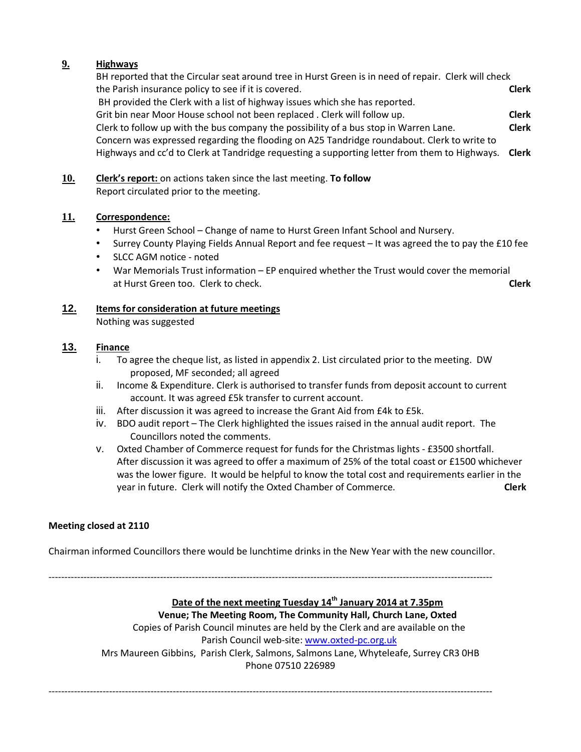**9. Highways**

BH reported that the Circular seat around tree in Hurst Green is in need of repair. Clerk will check the Parish insurance policy to see if it is covered. **Clerk**

BH provided the Clerk with a list of highway issues which she has reported.

Grit bin near Moor House school not been replaced . Clerk will follow up. **Clerk**

Clerk to follow up with the bus company the possibility of a bus stop in Warren Lane. **Clerk**

Concern was expressed regarding the flooding on A25 Tandridge roundabout. Clerk to write to Highways and cc'd to Clerk at Tandridge requesting a supporting letter from them to Highways. **Clerk**

**10. Clerk's report:** on actions taken since the last meeting. **To follow**

Report circulated prior to the meeting.

**11. Correspondence:**

- Hurst Green School – Change of name to Hurst Green Infant School and Nursery.
- Surrey County Playing Fields Annual Report and fee request – It was agreed the to pay the £10 fee
- SLCC AGM notice - noted
- War Memorials Trust information – EP enquired whether the Trust would cover the memorial at Hurst Green too. Clerk to check. **Clerk**

**12. Items for consideration at future meetings**

Nothing was suggested

**13. Finance**

i. To agree the cheque list, as listed in appendix 2. List circulated prior to the meeting. DW proposed, MF seconded; all agreed

ii. Income & Expenditure. Clerk is authorised to transfer funds from deposit account to current account. It was agreed £5k transfer to current account.

iii. After discussion it was agreed to increase the Grant Aid from £4k to £5k.

iv. BDO audit report – The Clerk highlighted the issues raised in the annual audit report. The Councillors noted the comments.

v. Oxted Chamber of Commerce request for funds for the Christmas lights - £3500 shortfall. After discussion it was agreed to offer a maximum of 25% of the total coast or £1500 whichever was the lower figure. It would be helpful to know the total cost and requirements earlier in the year in future. Clerk will notify the Oxted Chamber of Commerce. **Clerk**

**Meeting closed at 2110**

Chairman informed Councillors there would be lunchtime drinks in the New Year with the new councillor.

---

**Date of the next meeting Tuesday 14th January 2014 at 7.35pm**

**Venue; The Meeting Room, The Community Hall, Church Lane, Oxted**

Copies of Parish Council minutes are held by the Clerk and are available on the Parish Council web-site: [www.oxted-pc.org.uk](http://www.oxted-pc.org.uk)

Mrs Maureen Gibbins, Parish Clerk, Salmons, Salmons Lane, Whyteleafe, Surrey CR3 0HB

Phone 07510 226989

---